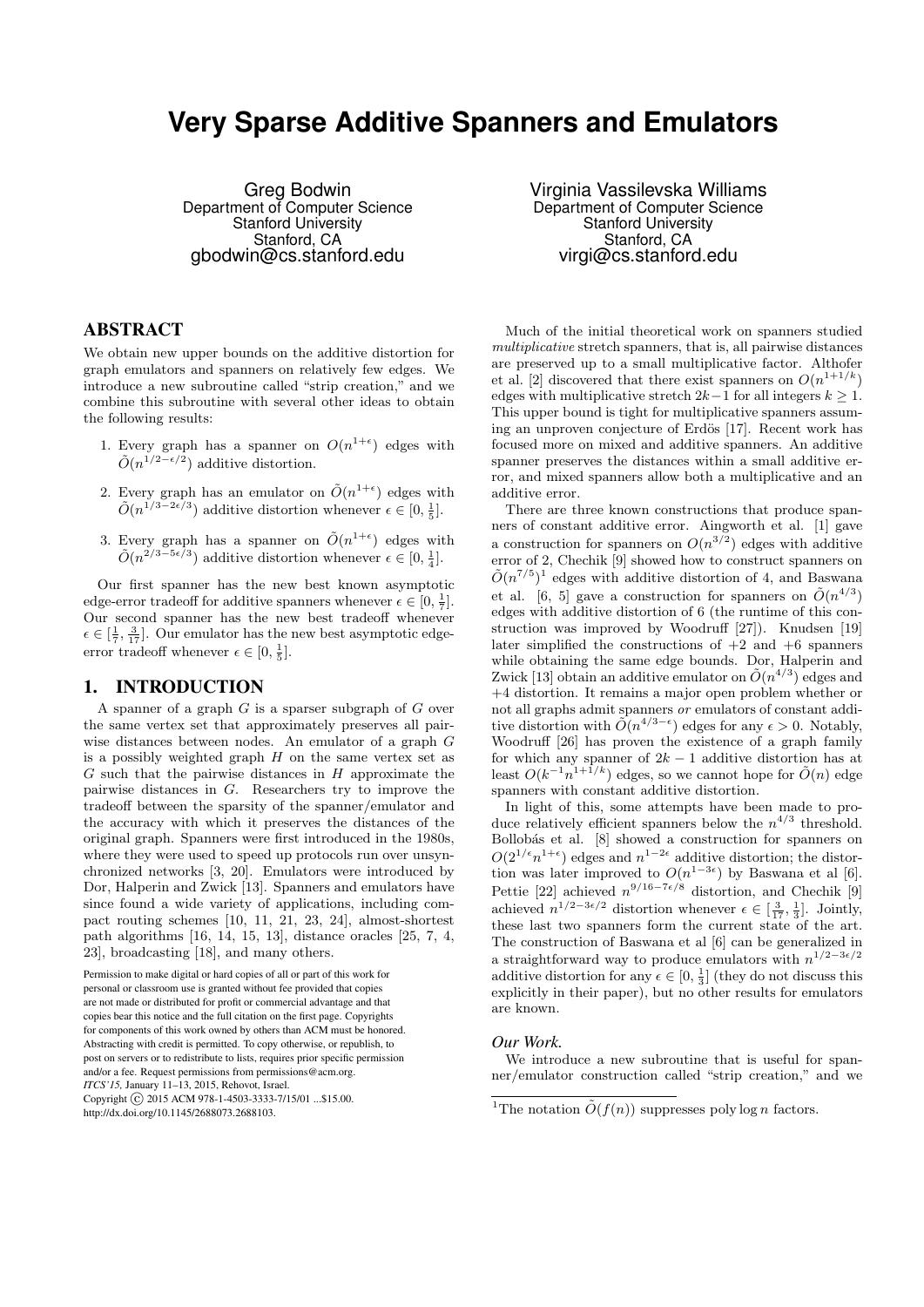# Very Sparse Additive Spanners and Emulators

Greg Bodwin
Department of Computer Science
Stanford University
Stanford, CA
gbodwin@cs.stanford.edu

Virginia Vassilevska Williams
Department of Computer Science
Stanford University
Stanford, CA
virgi@cs.stanford.edu

## ABSTRACT

We obtain new upper bounds on the additive distortion for graph emulators and spanners on relatively few edges. We introduce a new subroutine called "strip creation," and we combine this subroutine with several other ideas to obtain the following results:

1. Every graph has a spanner on $O(n^{1+\epsilon})$ edges with $\tilde{O}(n^{1/2-\epsilon/2})$ additive distortion.
2. Every graph has an emulator on $\tilde{O}(n^{1+\epsilon})$ edges with $\tilde{O}(n^{1/3-2\epsilon/3})$ additive distortion whenever $\epsilon \in [0, \frac{1}{5}]$.
3. Every graph has a spanner on $\tilde{O}(n^{1+\epsilon})$ edges with $\tilde{O}(n^{2/3-5\epsilon/3})$ additive distortion whenever $\epsilon \in [0, \frac{1}{4}]$.

Our first spanner has the new best known asymptotic edge-error tradeoff for additive spanners whenever $\epsilon \in [0, \frac{1}{7}]$. Our second spanner has the new best tradeoff whenever $\epsilon \in [\frac{1}{7}, \frac{3}{17}]$. Our emulator has the new best asymptotic edge-error tradeoff whenever $\epsilon \in [0, \frac{1}{5}]$.

## 1. INTRODUCTION

A spanner of a graph $G$ is a sparser subgraph of $G$ over the same vertex set that approximately preserves all pairwise distances between nodes. An emulator of a graph $G$ is a possibly weighted graph $H$ on the same vertex set as $G$ such that the pairwise distances in $H$ approximate the pairwise distances in $G$. Researchers try to improve the tradeoff between the sparsity of the spanner/emulator and the accuracy with which it preserves the distances of the original graph. Spanners were first introduced in the 1980s, where they were used to speed up protocols run over unsynchronized networks [3, 20]. Emulators were introduced by Dor, Halperin and Zwick [13]. Spanners and emulators have since found a wide variety of applications, including compact routing schemes [10, 11, 21, 23, 24], almost-shortest path algorithms [16, 14, 15, 13], distance oracles [25, 7, 4, 23], broadcasting [18], and many others.

Permission to make digital or hard copies of all or part of this work for personal or classroom use is granted without fee provided that copies are not made or distributed for profit or commercial advantage and that copies bear this notice and the full citation on the first page. Copyrights for components of this work owned by others than ACM must be honored. Abstracting with credit is permitted. To copy otherwise, or republish, to post on servers or to redistribute to lists, requires prior specific permission and/or a fee. Request permissions from permissions@acm.org.
*ITCS'15*, January 11–13, 2015, Rehovot, Israel.
Copyright © 2015 ACM 978-1-4503-3333-7/15/01 ...$15.00.
http://dx.doi.org/10.1145/2688073.2688103.

Much of the initial theoretical work on spanners studied *multiplicative* stretch spanners, that is, all pairwise distances are preserved up to a small multiplicative factor. Althofer et al. [2] discovered that there exist spanners on $O(n^{1+1/k})$ edges with multiplicative stretch $2k-1$ for all integers $k \geq 1$. This upper bound is tight for multiplicative spanners assuming an unproven conjecture of Erdös [17]. Recent work has focused more on mixed and additive spanners. An additive spanner preserves the distances within a small additive error, and mixed spanners allow both a multiplicative and an additive error.

There are three known constructions that produce spanners of constant additive error. Aingworth et al. [1] gave a construction for spanners on $O(n^{3/2})$ edges with additive error of 2, Chechik [9] showed how to construct spanners on $\tilde{O}(n^{7/5})$[1] edges with additive distortion of 4, and Baswana et al. [6, 5] gave a construction for spanners on $\tilde{O}(n^{4/3})$ edges with additive distortion of 6 (the runtime of this construction was improved by Woodruff [27]). Knudsen [19] later simplified the constructions of +2 and +6 spanners while obtaining the same edge bounds. Dor, Halperin and Zwick [13] obtain an additive emulator on $\tilde{O}(n^{4/3})$ edges and +4 distortion. It remains a major open problem whether or not all graphs admit spanners *or* emulators of constant additive distortion with $\tilde{O}(n^{4/3-\epsilon})$ edges for any $\epsilon > 0$. Notably, Woodruff [26] has proven the existence of a graph family for which any spanner of $2k-1$ additive distortion has at least $O(k^{-1}n^{1+1/k})$ edges, so we cannot hope for $\tilde{O}(n)$ edge spanners with constant additive distortion.

In light of this, some attempts have been made to produce relatively efficient spanners below the $n^{4/3}$ threshold. Bollobás et al. [8] showed a construction for spanners on $O(2^{1/\epsilon}n^{1+\epsilon})$ edges and $n^{1-2\epsilon}$ additive distortion; the distortion was later improved to $O(n^{1-3\epsilon})$ by Baswana et al [6]. Pettie [22] achieved $n^{9/16-7\epsilon/8}$ distortion, and Chechik [9] achieved $n^{1/2-3\epsilon/2}$ distortion whenever $\epsilon \in [\frac{3}{17}, \frac{1}{3}]$. Jointly, these last two spanners form the current state of the art. The construction of Baswana et al [6] can be generalized in a straightforward way to produce emulators with $n^{1/2-3\epsilon/2}$ additive distortion for any $\epsilon \in [0, \frac{1}{3}]$ (they do not discuss this explicitly in their paper), but no other results for emulators are known.

### *Our Work.*

We introduce a new subroutine that is useful for spanner/emulator construction called "strip creation," and we

[1] The notation $\tilde{O}(f(n))$ suppresses poly log $n$ factors.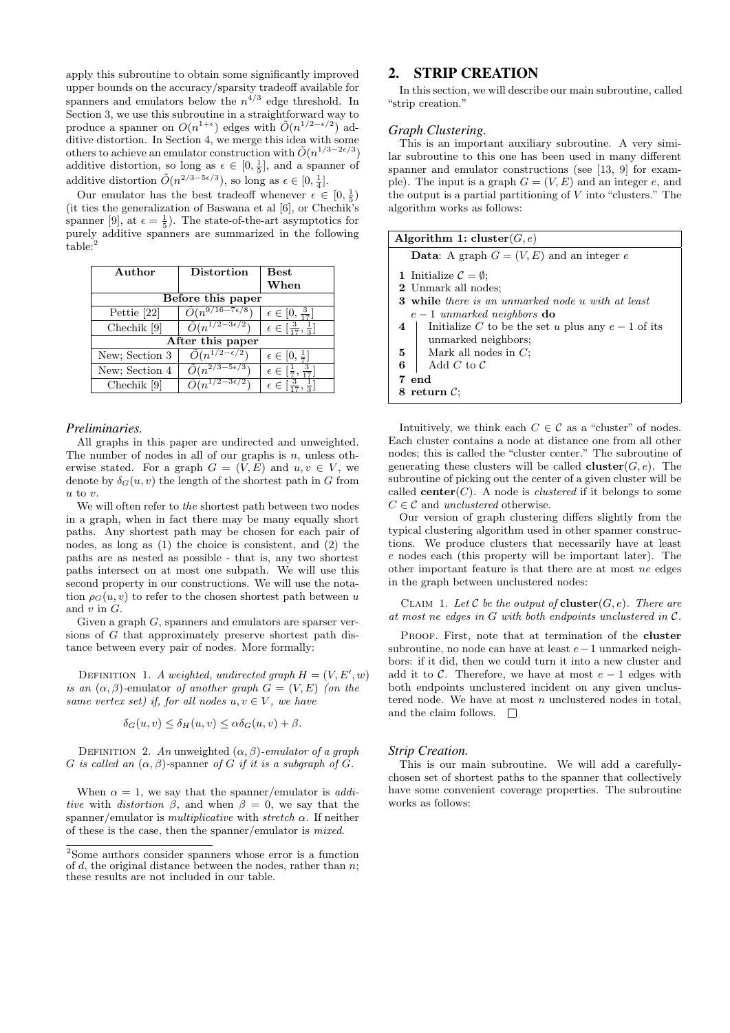apply this subroutine to obtain some significantly improved upper bounds on the accuracy/sparsity tradeoff available for spanners and emulators below the $n^{4/3}$ edge threshold. In Section 3, we use this subroutine in a straightforward way to produce a spanner on $O(n^{1+\epsilon})$ edges with $\tilde{O}(n^{1/2-\epsilon/2})$ additive distortion. In Section 4, we merge this idea with some others to achieve an emulator construction with $\tilde{O}(n^{1/3-2\epsilon/3})$ additive distortion, so long as $\epsilon \in [0, \frac{1}{5}]$, and a spanner of additive distortion $\tilde{O}(n^{2/3-5\epsilon/3})$, so long as $\epsilon \in [0, \frac{1}{4}]$.

Our emulator has the best tradeoff whenever $\epsilon \in [0, \frac{1}{5})$ (it ties the generalization of Baswana et al [6], or Chechik's spanner [9], at $\epsilon = \frac{1}{5}$). The state-of-the-art asymptotics for purely additive spanners are summarized in the following table:[2]

| Author | Distortion | Best When |
|---|---|---|
| **Before this paper** | | |
| Pettie [22] | $\tilde{O}(n^{9/16-7\epsilon/8})$ | $\epsilon \in [0, \frac{3}{17}]$ |
| Chechik [9] | $\tilde{O}(n^{1/2-3\epsilon/2})$ | $\epsilon \in [\frac{3}{17}, \frac{1}{3}]$ |
| **After this paper** | | |
| New; Section 3 | $\tilde{O}(n^{1/2-\epsilon/2})$ | $\epsilon \in [0, \frac{1}{7}]$ |
| New; Section 4 | $\tilde{O}(n^{2/3-5\epsilon/3})$ | $\epsilon \in [\frac{1}{7}, \frac{3}{17}]$ |
| Chechik [9] | $\tilde{O}(n^{1/2-3\epsilon/2})$ | $\epsilon \in [\frac{3}{17}, \frac{1}{3}]$ |

### *Preliminaries.*

All graphs in this paper are undirected and unweighted. The number of nodes in all of our graphs is $n$, unless otherwise stated. For a graph $G = (V, E)$ and $u, v \in V$, we denote by $\delta_G(u, v)$ the length of the shortest path in $G$ from $u$ to $v$.

We will often refer to *the* shortest path between two nodes in a graph, when in fact there may be many equally short paths. Any shortest path may be chosen for each pair of nodes, as long as (1) the choice is consistent, and (2) the paths are as nested as possible - that is, any two shortest paths intersect on at most one subpath. We will use this second property in our constructions. We will use the notation $\rho_G(u, v)$ to refer to the chosen shortest path between $u$ and $v$ in $G$.

Given a graph $G$, spanners and emulators are sparser versions of $G$ that approximately preserve shortest path distance between every pair of nodes. More formally:

Definition 1. *A weighted, undirected graph $H = (V, E', w)$ is an $(\alpha, \beta)$-emulator of another graph $G = (V, E)$ (on the same vertex set) if, for all nodes $u, v \in V$, we have*

$$\delta_G(u, v) \leq \delta_H(u, v) \leq \alpha \delta_G(u, v) + \beta.$$

Definition 2. *An* unweighted *$(\alpha, \beta)$-emulator of a graph $G$ is called an $(\alpha, \beta)$-spanner of $G$ if it is a subgraph of $G$.*

When $\alpha = 1$, we say that the spanner/emulator is *additive* with *distortion* $\beta$, and when $\beta = 0$, we say that the spanner/emulator is *multiplicative* with *stretch* $\alpha$. If neither of these is the case, then the spanner/emulator is *mixed*.

[2] Some authors consider spanners whose error is a function of $d$, the original distance between the nodes, rather than $n$; these results are not included in our table.

## 2. STRIP CREATION

In this section, we will describe our main subroutine, called "strip creation."

### *Graph Clustering.*

This is an important auxiliary subroutine. A very similar subroutine to this one has been used in many different spanner and emulator constructions (see [13, 9] for example). The input is a graph $G = (V, E)$ and an integer $e$, and the output is a partial partitioning of $V$ into "clusters." The algorithm works as follows:

```
Algorithm 1: cluster(G, e)
  Data: A graph G = (V, E) and an integer e
1 Initialize C = ∅;
2 Unmark all nodes;
3 while there is an unmarked node u with at least
  e − 1 unmarked neighbors do
4     Initialize C to be the set u plus any e − 1 of its
      unmarked neighbors;
5     Mark all nodes in C;
6     Add C to C
7 end
8 return C;
```

Intuitively, we think each $C \in \mathcal{C}$ as a "cluster" of nodes. Each cluster contains a node at distance one from all other nodes; this is called the "cluster center." The subroutine of generating these clusters will be called **cluster**$(G, e)$. The subroutine of picking out the center of a given cluster will be called **center**$(C)$. A node is *clustered* if it belongs to some $C \in \mathcal{C}$ and *unclustered* otherwise.

Our version of graph clustering differs slightly from the typical clustering algorithm used in other spanner constructions. We produce clusters that necessarily have at least $e$ nodes each (this property will be important later). The other important feature is that there are at most $ne$ edges in the graph between unclustered nodes:

Claim 1. *Let $\mathcal{C}$ be the output of* **cluster**$(G, e)$*. There are at most $ne$ edges in $G$ with both endpoints unclustered in $\mathcal{C}$.*

Proof. First, note that at termination of the **cluster** subroutine, no node can have at least $e - 1$ unmarked neighbors: if it did, then we could turn it into a new cluster and add it to $\mathcal{C}$. Therefore, we have at most $e - 1$ edges with both endpoints unclustered incident on any given unclustered node. We have at most $n$ unclustered nodes in total, and the claim follows. ☐

### *Strip Creation.*

This is our main subroutine. We will add a carefully-chosen set of shortest paths to the spanner that collectively have some convenient coverage properties. The subroutine works as follows: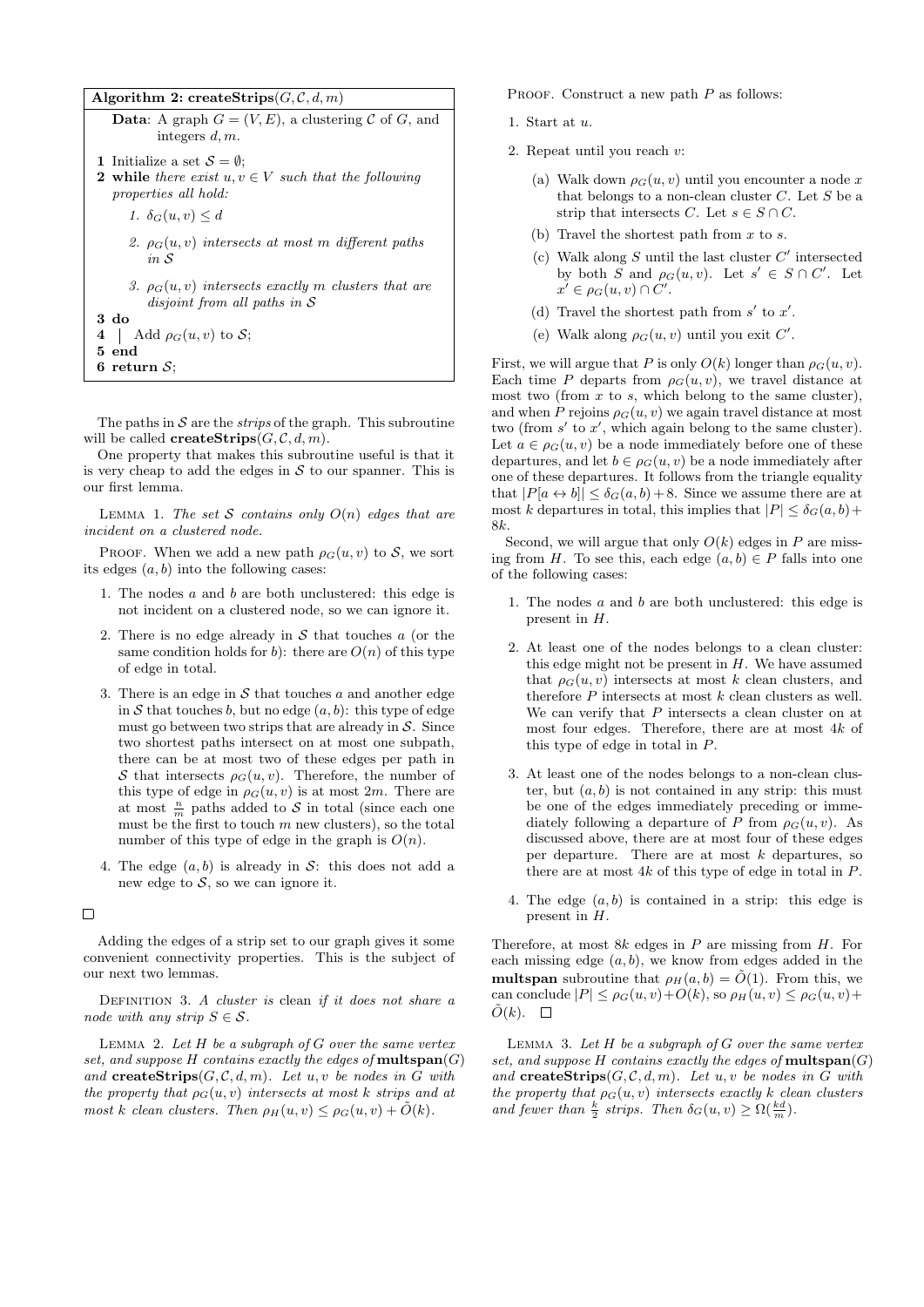**Algorithm 2: createStrips**$(G, \mathcal{C}, d, m)$

```
Data: A graph G = (V, E), a clustering C of G, and
      integers d, m.
1 Initialize a set S = ∅;
2 while there exist u, v ∈ V such that the following
  properties all hold:
    1. δ_G(u, v) ≤ d
    2. ρ_G(u, v) intersects at most m different paths
       in S
    3. ρ_G(u, v) intersects exactly m clusters that are
       disjoint from all paths in S
3 do
4 |  Add ρ_G(u, v) to S;
5 end
6 return S;
```

The paths in $\mathcal{S}$ are the *strips* of the graph. This subroutine will be called **createStrips**$(G, \mathcal{C}, d, m)$.

One property that makes this subroutine useful is that it is very cheap to add the edges in $\mathcal{S}$ to our spanner. This is our first lemma.

Lemma 1. *The set $\mathcal{S}$ contains only $O(n)$ edges that are incident on a clustered node.*

Proof. When we add a new path $\rho_G(u, v)$ to $\mathcal{S}$, we sort its edges $(a, b)$ into the following cases:

1. The nodes $a$ and $b$ are both unclustered: this edge is not incident on a clustered node, so we can ignore it.
2. There is no edge already in $\mathcal{S}$ that touches $a$ (or the same condition holds for $b$): there are $O(n)$ of this type of edge in total.
3. There is an edge in $\mathcal{S}$ that touches $a$ and another edge in $\mathcal{S}$ that touches $b$, but no edge $(a, b)$: this type of edge must go between two strips that are already in $\mathcal{S}$. Since two shortest paths intersect on at most one subpath, there can be at most two of these edges per path in $\mathcal{S}$ that intersects $\rho_G(u, v)$. Therefore, the number of this type of edge in $\rho_G(u, v)$ is at most $2m$. There are at most $\frac{n}{m}$ paths added to $\mathcal{S}$ in total (since each one must be the first to touch $m$ new clusters), so the total number of this type of edge in the graph is $O(n)$.
4. The edge $(a, b)$ is already in $\mathcal{S}$: this does not add a new edge to $\mathcal{S}$, so we can ignore it.

□

Adding the edges of a strip set to our graph gives it some convenient connectivity properties. This is the subject of our next two lemmas.

Definition 3. *A cluster is* clean *if it does not share a node with any strip $S \in \mathcal{S}$.*

Lemma 2. *Let $H$ be a subgraph of $G$ over the same vertex set, and suppose $H$ contains exactly the edges of* **multspan**$(G)$ *and* **createStrips**$(G, \mathcal{C}, d, m)$*. Let $u, v$ be nodes in $G$ with the property that $\rho_G(u, v)$ intersects at most $k$ strips and at most $k$ clean clusters. Then $\rho_H(u, v) \leq \rho_G(u, v) + \tilde{O}(k)$.*

Proof. Construct a new path $P$ as follows:

1. Start at $u$.
2. Repeat until you reach $v$:
   (a) Walk down $\rho_G(u, v)$ until you encounter a node $x$ that belongs to a non-clean cluster $C$. Let $S$ be a strip that intersects $C$. Let $s \in S \cap C$.
   (b) Travel the shortest path from $x$ to $s$.
   (c) Walk along $S$ until the last cluster $C'$ intersected by both $S$ and $\rho_G(u, v)$. Let $s' \in S \cap C'$. Let $x' \in \rho_G(u, v) \cap C'$.
   (d) Travel the shortest path from $s'$ to $x'$.
   (e) Walk along $\rho_G(u, v)$ until you exit $C'$.

First, we will argue that $P$ is only $O(k)$ longer than $\rho_G(u, v)$. Each time $P$ departs from $\rho_G(u, v)$, we travel distance at most two (from $x$ to $s$, which belong to the same cluster), and when $P$ rejoins $\rho_G(u, v)$ we again travel distance at most two (from $s'$ to $x'$, which again belong to the same cluster). Let $a \in \rho_G(u, v)$ be a node immediately before one of these departures, and let $b \in \rho_G(u, v)$ be a node immediately after one of these departures. It follows from the triangle equality that $|P[a \leftrightarrow b]| \leq \delta_G(a, b) + 8$. Since we assume there are at most $k$ departures in total, this implies that $|P| \leq \delta_G(a, b) + 8k$.

Second, we will argue that only $O(k)$ edges in $P$ are missing from $H$. To see this, each edge $(a, b) \in P$ falls into one of the following cases:

1. The nodes $a$ and $b$ are both unclustered: this edge is present in $H$.
2. At least one of the nodes belongs to a clean cluster: this edge might not be present in $H$. We have assumed that $\rho_G(u, v)$ intersects at most $k$ clean clusters, and therefore $P$ intersects at most $k$ clean clusters as well. We can verify that $P$ intersects a clean cluster on at most four edges. Therefore, there are at most $4k$ of this type of edge in total in $P$.
3. At least one of the nodes belongs to a non-clean cluster, but $(a, b)$ is not contained in any strip: this must be one of the edges immediately preceding or immediately following a departure of $P$ from $\rho_G(u, v)$. As discussed above, there are at most four of these edges per departure. There are at most $k$ departures, so there are at most $4k$ of this type of edge in total in $P$.
4. The edge $(a, b)$ is contained in a strip: this edge is present in $H$.

Therefore, at most $8k$ edges in $P$ are missing from $H$. For each missing edge $(a, b)$, we know from edges added in the **multspan** subroutine that $\rho_H(a, b) = \tilde{O}(1)$. From this, we can conclude $|P| \leq \rho_G(u, v) + O(k)$, so $\rho_H(u, v) \leq \rho_G(u, v) + \tilde{O}(k)$. □

Lemma 3. *Let $H$ be a subgraph of $G$ over the same vertex set, and suppose $H$ contains exactly the edges of* **multspan**$(G)$ *and* **createStrips**$(G, \mathcal{C}, d, m)$*. Let $u, v$ be nodes in $G$ with the property that $\rho_G(u, v)$ intersects exactly $k$ clean clusters and fewer than $\frac{k}{2}$ strips. Then $\delta_G(u, v) \geq \Omega(\frac{kd}{m})$.*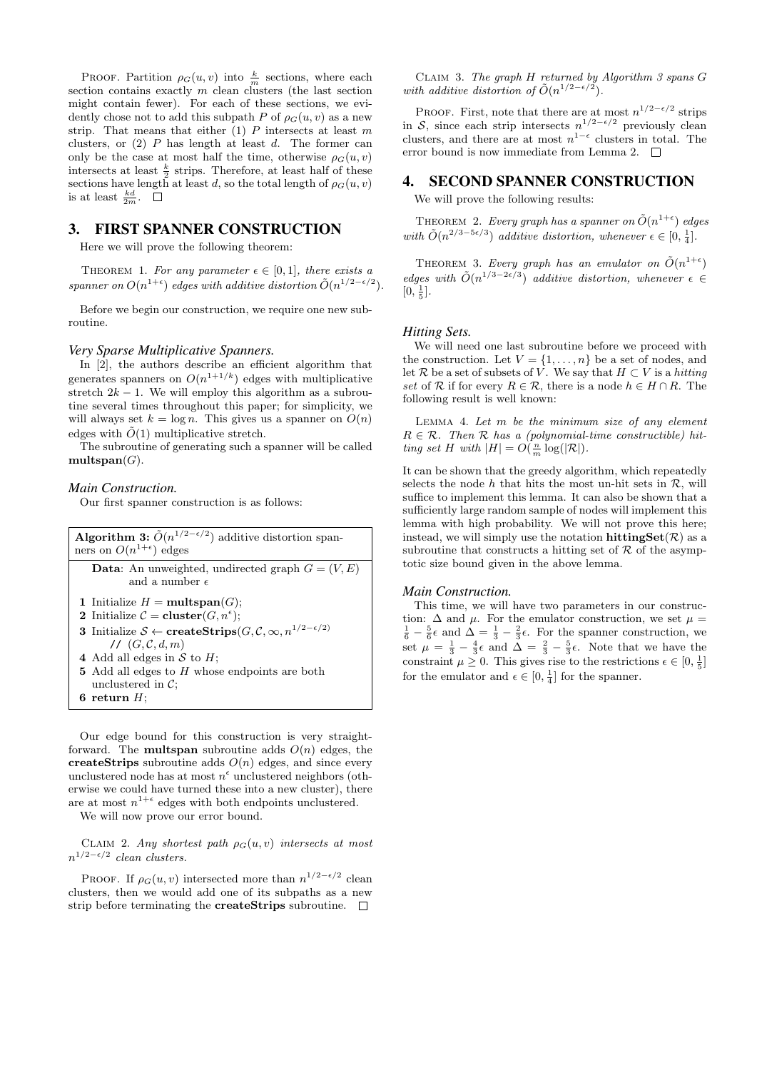PROOF. Partition $\rho_G(u,v)$ into $\frac{k}{m}$ sections, where each section contains exactly $m$ clean clusters (the last section might contain fewer). For each of these sections, we evidently chose not to add this subpath $P$ of $\rho_G(u,v)$ as a new strip. That means that either (1) $P$ intersects at least $m$ clusters, or (2) $P$ has length at least $d$. The former can only be the case at most half the time, otherwise $\rho_G(u,v)$ intersects at least $\frac{k}{2}$ strips. Therefore, at least half of these sections have length at least $d$, so the total length of $\rho_G(u,v)$ is at least $\frac{kd}{2m}$. □

## 3. FIRST SPANNER CONSTRUCTION

Here we will prove the following theorem:

THEOREM 1. *For any parameter $\epsilon \in [0,1]$, there exists a spanner on $O(n^{1+\epsilon})$ edges with additive distortion $\tilde{O}(n^{1/2-\epsilon/2})$.*

Before we begin our construction, we require one new subroutine.

### *Very Sparse Multiplicative Spanners.*

In [2], the authors describe an efficient algorithm that generates spanners on $O(n^{1+1/k})$ edges with multiplicative stretch $2k-1$. We will employ this algorithm as a subroutine several times throughout this paper; for simplicity, we will always set $k = \log n$. This gives us a spanner on $O(n)$ edges with $\tilde{O}(1)$ multiplicative stretch.

The subroutine of generating such a spanner will be called **multspan**$(G)$.

### *Main Construction.*

Our first spanner construction is as follows:

**Algorithm 3:** $\tilde{O}(n^{1/2-\epsilon/2})$ additive distortion spanners on $O(n^{1+\epsilon})$ edges

**Data**: An unweighted, undirected graph $G = (V, E)$ and a number $\epsilon$

1. Initialize $H = \textbf{multspan}(G)$;
2. Initialize $\mathcal{C} = \textbf{cluster}(G, n^{\epsilon})$;
3. Initialize $\mathcal{S} \leftarrow \textbf{createStrips}(G, \mathcal{C}, \infty, n^{1/2-\epsilon/2)}$ // $(G, \mathcal{C}, d, m)$
4. Add all edges in $\mathcal{S}$ to $H$;
5. Add all edges to $H$ whose endpoints are both unclustered in $\mathcal{C}$;
6. **return** $H$;

Our edge bound for this construction is very straightforward. The **multspan** subroutine adds $O(n)$ edges, the **createStrips** subroutine adds $O(n)$ edges, and since every unclustered node has at most $n^{\epsilon}$ unclustered neighbors (otherwise we could have turned these into a new cluster), there are at most $n^{1+\epsilon}$ edges with both endpoints unclustered.

We will now prove our error bound.

CLAIM 2. *Any shortest path $\rho_G(u,v)$ intersects at most $n^{1/2-\epsilon/2}$ clean clusters.*

PROOF. If $\rho_G(u,v)$ intersected more than $n^{1/2-\epsilon/2}$ clean clusters, then we would add one of its subpaths as a new strip before terminating the **createStrips** subroutine. □

CLAIM 3. *The graph $H$ returned by Algorithm 3 spans $G$ with additive distortion of $\tilde{O}(n^{1/2-\epsilon/2})$.*

PROOF. First, note that there are at most $n^{1/2-\epsilon/2}$ strips in $\mathcal{S}$, since each strip intersects $n^{1/2-\epsilon/2}$ previously clean clusters, and there are at most $n^{1-\epsilon}$ clusters in total. The error bound is now immediate from Lemma 2. □

## 4. SECOND SPANNER CONSTRUCTION

We will prove the following results:

THEOREM 2. *Every graph has a spanner on $\tilde{O}(n^{1+\epsilon})$ edges with $\tilde{O}(n^{2/3-5\epsilon/3})$ additive distortion, whenever $\epsilon \in [0, \frac{1}{4}]$.*

THEOREM 3. *Every graph has an emulator on $\tilde{O}(n^{1+\epsilon})$ edges with $\tilde{O}(n^{1/3-2\epsilon/3})$ additive distortion, whenever $\epsilon \in [0, \frac{1}{5}]$.*

### *Hitting Sets.*

We will need one last subroutine before we proceed with the construction. Let $V = \{1, \dots, n\}$ be a set of nodes, and let $\mathcal{R}$ be a set of subsets of $V$. We say that $H \subset V$ is a *hitting set* of $\mathcal{R}$ if for every $R \in \mathcal{R}$, there is a node $h \in H \cap R$. The following result is well known:

LEMMA 4. *Let $m$ be the minimum size of any element $R \in \mathcal{R}$. Then $\mathcal{R}$ has a (polynomial-time constructible) hitting set $H$ with $|H| = O(\frac{n}{m}\log(|\mathcal{R}|)$.*

It can be shown that the greedy algorithm, which repeatedly selects the node $h$ that hits the most un-hit sets in $\mathcal{R}$, will suffice to implement this lemma. It can also be shown that a sufficiently large random sample of nodes will implement this lemma with high probability. We will not prove this here; instead, we will simply use the notation **hittingSet**$(\mathcal{R})$ as a subroutine that constructs a hitting set of $\mathcal{R}$ of the asymptotic size bound given in the above lemma.

### *Main Construction.*

This time, we will have two parameters in our construction: $\Delta$ and $\mu$. For the emulator construction, we set $\mu = \frac{1}{6} - \frac{5}{6}\epsilon$ and $\Delta = \frac{1}{3} - \frac{2}{3}\epsilon$. For the spanner construction, we set $\mu = \frac{1}{3} - \frac{4}{3}\epsilon$ and $\Delta = \frac{2}{3} - \frac{5}{3}\epsilon$. Note that we have the constraint $\mu \geq 0$. This gives rise to the restrictions $\epsilon \in [0, \frac{1}{5}]$ for the emulator and $\epsilon \in [0, \frac{1}{4}]$ for the spanner.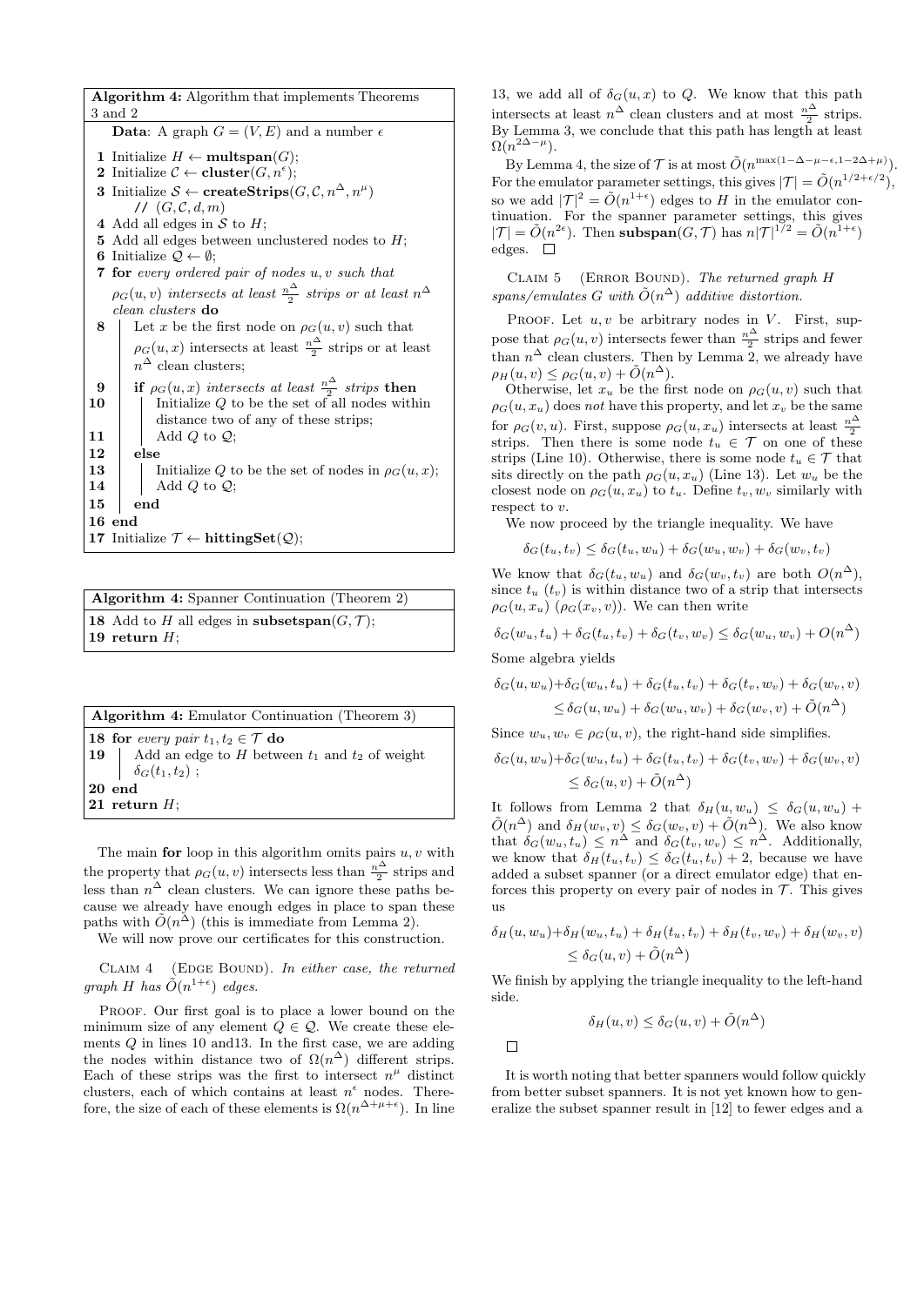**Algorithm 4:** Algorithm that implements Theorems 3 and 2

**Data**: A graph $G = (V, E)$ and a number $\epsilon$

```
1  Initialize H ← multspan(G);
2  Initialize C ← cluster(G, n^ε);
3  Initialize S ← createStrips(G, C, n^Δ, n^μ)
     // (G, C, d, m)
4  Add all edges in S to H;
5  Add all edges between unclustered nodes to H;
6  Initialize Q ← ∅;
7  for every ordered pair of nodes u, v such that
   ρ_G(u, v) intersects at least n^Δ/2 strips or at least n^Δ
   clean clusters do
8      Let x be the first node on ρ_G(u, v) such that
       ρ_G(u, x) intersects at least n^Δ/2 strips or at least
       n^Δ clean clusters;
9      if ρ_G(u, x) intersects at least n^Δ/2 strips then
10         Initialize Q to be the set of all nodes within
           distance two of any of these strips;
11         Add Q to Q;
12     else
13         Initialize Q to be the set of nodes in ρ_G(u, x);
14         Add Q to Q;
15     end
16 end
17 Initialize T ← hittingSet(Q);
```

**Algorithm 4:** Spanner Continuation (Theorem 2)

```
18 Add to H all edges in subsetspan(G, T);
19 return H;
```

**Algorithm 4:** Emulator Continuation (Theorem 3)

```
18 for every pair t_1, t_2 ∈ T do
19     Add an edge to H between t_1 and t_2 of weight
       δ_G(t_1, t_2) ;
20 end
21 return H;
```

The main **for** loop in this algorithm omits pairs $u, v$ with the property that $\rho_G(u, v)$ intersects less than $\frac{n^\Delta}{2}$ strips and less than $n^\Delta$ clean clusters. We can ignore these paths because we already have enough edges in place to span these paths with $\tilde{O}(n^\Delta)$ (this is immediate from Lemma 2).

We will now prove our certificates for this construction.

Claim 4 (Edge Bound). *In either case, the returned graph $H$ has $\tilde{O}(n^{1+\epsilon})$ edges.*

Proof. Our first goal is to place a lower bound on the minimum size of any element $Q \in \mathcal{Q}$. We create these elements $Q$ in lines 10 and13. In the first case, we are adding the nodes within distance two of $\Omega(n^\Delta)$ different strips. Each of these strips was the first to intersect $n^\mu$ distinct clusters, each of which contains at least $n^\epsilon$ nodes. Therefore, the size of each of these elements is $\Omega(n^{\Delta+\mu+\epsilon})$. In line 13, we add all of $\delta_G(u, x)$ to $Q$. We know that this path intersects at least $n^\Delta$ clean clusters and at most $\frac{n^\Delta}{2}$ strips. By Lemma 3, we conclude that this path has length at least $\Omega(n^{2\Delta-\mu})$.

By Lemma 4, the size of $\mathcal{T}$ is at most $\tilde{O}(n^{\max(1-\Delta-\mu-\epsilon, 1-2\Delta+\mu)})$. For the emulator parameter settings, this gives $|\mathcal{T}| = \tilde{O}(n^{1/2+\epsilon/2})$, so we add $|\mathcal{T}|^2 = \tilde{O}(n^{1+\epsilon})$ edges to $H$ in the emulator continuation. For the spanner parameter settings, this gives $|\mathcal{T}| = \tilde{O}(n^{2\epsilon})$. Then **subspan**$(G, \mathcal{T})$ has $n|\mathcal{T}|^{1/2} = \tilde{O}(n^{1+\epsilon})$ edges. □

Claim 5 (Error Bound). *The returned graph $H$ spans/emulates $G$ with $\tilde{O}(n^\Delta)$ additive distortion.*

Proof. Let $u, v$ be arbitrary nodes in $V$. First, suppose that $\rho_G(u, v)$ intersects fewer than $\frac{n^\Delta}{2}$ strips and fewer than $n^\Delta$ clean clusters. Then by Lemma 2, we already have $\rho_H(u, v) \leq \rho_G(u, v) + \tilde{O}(n^\Delta)$.

Otherwise, let $x_u$ be the first node on $\rho_G(u, v)$ such that $\rho_G(u, x_u)$ does *not* have this property, and let $x_v$ be the same for $\rho_G(v, u)$. First, suppose $\rho_G(u, x_u)$ intersects at least $\frac{n^\Delta}{2}$ strips. Then there is some node $t_u \in \mathcal{T}$ on one of these strips (Line 10). Otherwise, there is some node $t_u \in \mathcal{T}$ that sits directly on the path $\rho_G(u, x_u)$ (Line 13). Let $w_u$ be the closest node on $\rho_G(u, x_u)$ to $t_u$. Define $t_v, w_v$ similarly with respect to $v$.

We now proceed by the triangle inequality. We have

$$\delta_G(t_u, t_v) \leq \delta_G(t_u, w_u) + \delta_G(w_u, w_v) + \delta_G(w_v, t_v)$$

We know that $\delta_G(t_u, w_u)$ and $\delta_G(w_v, t_v)$ are both $O(n^\Delta)$, since $t_u$ ($t_v$) is within distance two of a strip that intersects $\rho_G(u, x_u)$ ($\rho_G(x_v, v)$). We can then write

$$\delta_G(w_u, t_u) + \delta_G(t_u, t_v) + \delta_G(t_v, w_v) \leq \delta_G(w_u, w_v) + O(n^\Delta)$$

Some algebra yields

$$\delta_G(u, w_u) + \delta_G(w_u, t_u) + \delta_G(t_u, t_v) + \delta_G(t_v, w_v) + \delta_G(w_v, v) \leq \delta_G(u, w_u) + \delta_G(w_u, w_v) + \delta_G(w_v, v) + \tilde{O}(n^\Delta)$$

Since $w_u, w_v \in \rho_G(u, v)$, the right-hand side simplifies.

$$\delta_G(u, w_u) + \delta_G(w_u, t_u) + \delta_G(t_u, t_v) + \delta_G(t_v, w_v) + \delta_G(w_v, v) \leq \delta_G(u, v) + \tilde{O}(n^\Delta)$$

It follows from Lemma 2 that $\delta_H(u, w_u) \leq \delta_G(u, w_u) + \tilde{O}(n^\Delta)$ and $\delta_H(w_v, v) \leq \delta_G(w_v, v) + \tilde{O}(n^\Delta)$. We also know that $\delta_G(w_u, t_u) \leq n^\Delta$ and $\delta_G(t_v, w_v) \leq n^\Delta$. Additionally, we know that $\delta_H(t_u, t_v) \leq \delta_G(t_u, t_v) + 2$, because we have added a subset spanner (or a direct emulator edge) that enforces this property on every pair of nodes in $\mathcal{T}$. This gives us

$$\delta_H(u, w_u) + \delta_H(w_u, t_u) + \delta_H(t_u, t_v) + \delta_H(t_v, w_v) + \delta_H(w_v, v) \leq \delta_G(u, v) + \tilde{O}(n^\Delta)$$

We finish by applying the triangle inequality to the left-hand side.

$$\delta_H(u, v) \leq \delta_G(u, v) + \tilde{O}(n^\Delta)$$

□

It is worth noting that better spanners would follow quickly from better subset spanners. It is not yet known how to generalize the subset spanner result in [12] to fewer edges and a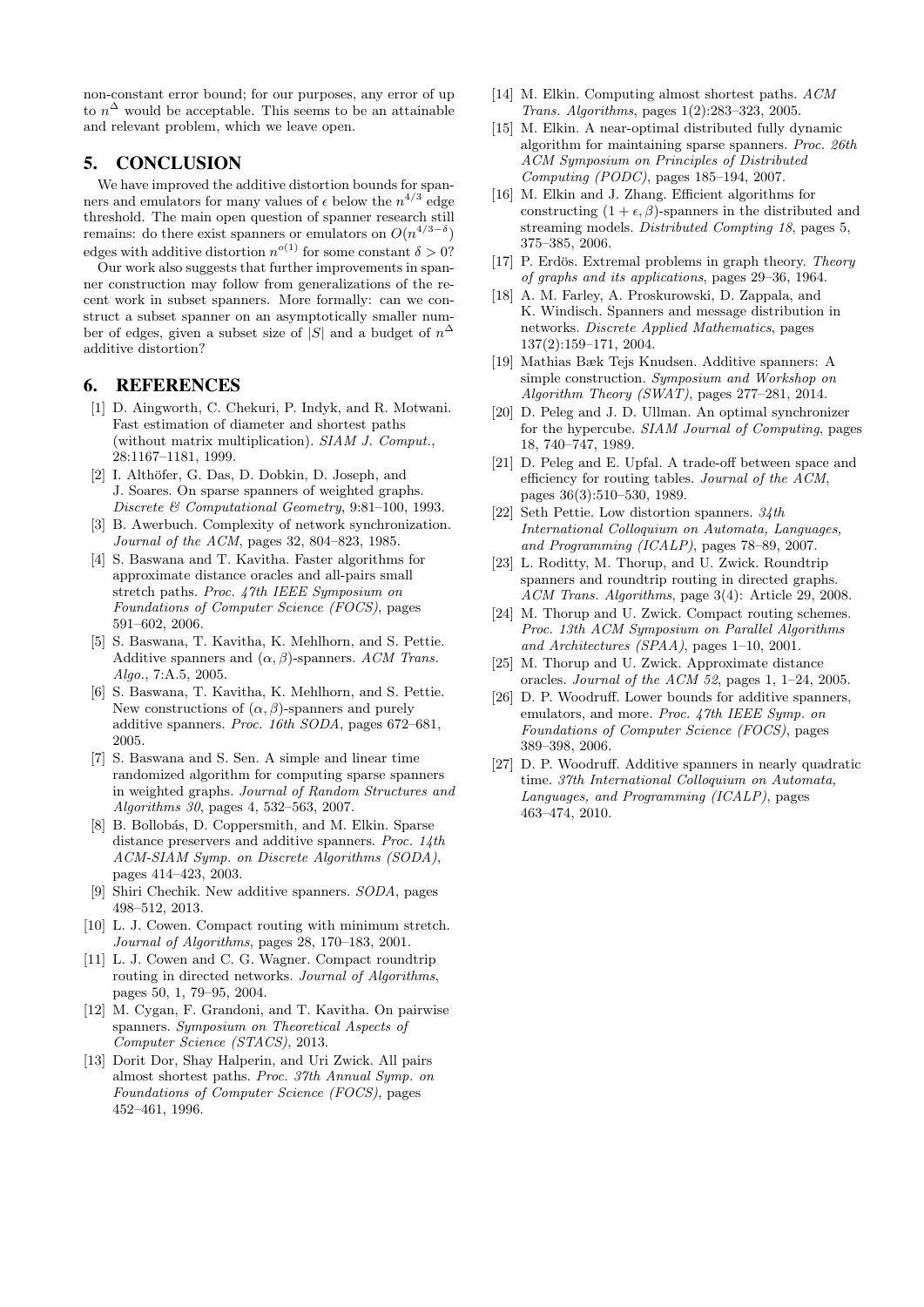non-constant error bound; for our purposes, any error of up to $n^{\Delta}$ would be acceptable. This seems to be an attainable and relevant problem, which we leave open.

## 5. CONCLUSION

We have improved the additive distortion bounds for spanners and emulators for many values of $\epsilon$ below the $n^{4/3}$ edge threshold. The main open question of spanner research still remains: do there exist spanners or emulators on $O(n^{4/3-\delta})$ edges with additive distortion $n^{o(1)}$ for some constant $\delta > 0$?

Our work also suggests that further improvements in spanner construction may follow from generalizations of the recent work in subset spanners. More formally: can we construct a subset spanner on an asymptotically smaller number of edges, given a subset size of $|S|$ and a budget of $n^{\Delta}$ additive distortion?

## 6. REFERENCES

- [1] D. Aingworth, C. Chekuri, P. Indyk, and R. Motwani. Fast estimation of diameter and shortest paths (without matrix multiplication). *SIAM J. Comput.*, 28:1167–1181, 1999.
- [2] I. Althöfer, G. Das, D. Dobkin, D. Joseph, and J. Soares. On sparse spanners of weighted graphs. *Discrete & Computational Geometry*, 9:81–100, 1993.
- [3] B. Awerbuch. Complexity of network synchronization. *Journal of the ACM*, pages 32, 804–823, 1985.
- [4] S. Baswana and T. Kavitha. Faster algorithms for approximate distance oracles and all-pairs small stretch paths. *Proc. 47th IEEE Symposium on Foundations of Computer Science (FOCS)*, pages 591–602, 2006.
- [5] S. Baswana, T. Kavitha, K. Mehlhorn, and S. Pettie. Additive spanners and $(\alpha, \beta)$-spanners. *ACM Trans. Algo.*, 7:A.5, 2005.
- [6] S. Baswana, T. Kavitha, K. Mehlhorn, and S. Pettie. New constructions of $(\alpha, \beta)$-spanners and purely additive spanners. *Proc. 16th SODA*, pages 672–681, 2005.
- [7] S. Baswana and S. Sen. A simple and linear time randomized algorithm for computing sparse spanners in weighted graphs. *Journal of Random Structures and Algorithms 30*, pages 4, 532–563, 2007.
- [8] B. Bollobás, D. Coppersmith, and M. Elkin. Sparse distance preservers and additive spanners. *Proc. 14th ACM-SIAM Symp. on Discrete Algorithms (SODA)*, pages 414–423, 2003.
- [9] Shiri Chechik. New additive spanners. *SODA*, pages 498–512, 2013.
- [10] L. J. Cowen. Compact routing with minimum stretch. *Journal of Algorithms*, pages 28, 170–183, 2001.
- [11] L. J. Cowen and C. G. Wagner. Compact roundtrip routing in directed networks. *Journal of Algorithms*, pages 50, 1, 79–95, 2004.
- [12] M. Cygan, F. Grandoni, and T. Kavitha. On pairwise spanners. *Symposium on Theoretical Aspects of Computer Science (STACS)*, 2013.
- [13] Dorit Dor, Shay Halperin, and Uri Zwick. All pairs almost shortest paths. *Proc. 37th Annual Symp. on Foundations of Computer Science (FOCS)*, pages 452–461, 1996.
- [14] M. Elkin. Computing almost shortest paths. *ACM Trans. Algorithms*, pages 1(2):283–323, 2005.
- [15] M. Elkin. A near-optimal distributed fully dynamic algorithm for maintaining sparse spanners. *Proc. 26th ACM Symposium on Principles of Distributed Computing (PODC)*, pages 185–194, 2007.
- [16] M. Elkin and J. Zhang. Efficient algorithms for constructing $(1+\epsilon, \beta)$-spanners in the distributed and streaming models. *Distributed Compting 18*, pages 5, 375–385, 2006.
- [17] P. Erdös. Extremal problems in graph theory. *Theory of graphs and its applications*, pages 29–36, 1964.
- [18] A. M. Farley, A. Proskurowski, D. Zappala, and K. Windisch. Spanners and message distribution in networks. *Discrete Applied Mathematics*, pages 137(2):159–171, 2004.
- [19] Mathias Bæk Tejs Knudsen. Additive spanners: A simple construction. *Symposium and Workshop on Algorithm Theory (SWAT)*, pages 277–281, 2014.
- [20] D. Peleg and J. D. Ullman. An optimal synchronizer for the hypercube. *SIAM Journal of Computing*, pages 18, 740–747, 1989.
- [21] D. Peleg and E. Upfal. A trade-off between space and efficiency for routing tables. *Journal of the ACM*, pages 36(3):510–530, 1989.
- [22] Seth Pettie. Low distortion spanners. *34th International Colloquium on Automata, Languages, and Programming (ICALP)*, pages 78–89, 2007.
- [23] L. Roditty, M. Thorup, and U. Zwick. Roundtrip spanners and roundtrip routing in directed graphs. *ACM Trans. Algorithms*, page 3(4): Article 29, 2008.
- [24] M. Thorup and U. Zwick. Compact routing schemes. *Proc. 13th ACM Symposium on Parallel Algorithms and Architectures (SPAA)*, pages 1–10, 2001.
- [25] M. Thorup and U. Zwick. Approximate distance oracles. *Journal of the ACM 52*, pages 1, 1–24, 2005.
- [26] D. P. Woodruff. Lower bounds for additive spanners, emulators, and more. *Proc. 47th IEEE Symp. on Foundations of Computer Science (FOCS)*, pages 389–398, 2006.
- [27] D. P. Woodruff. Additive spanners in nearly quadratic time. *37th International Colloquium on Automata, Languages, and Programming (ICALP)*, pages 463–474, 2010.